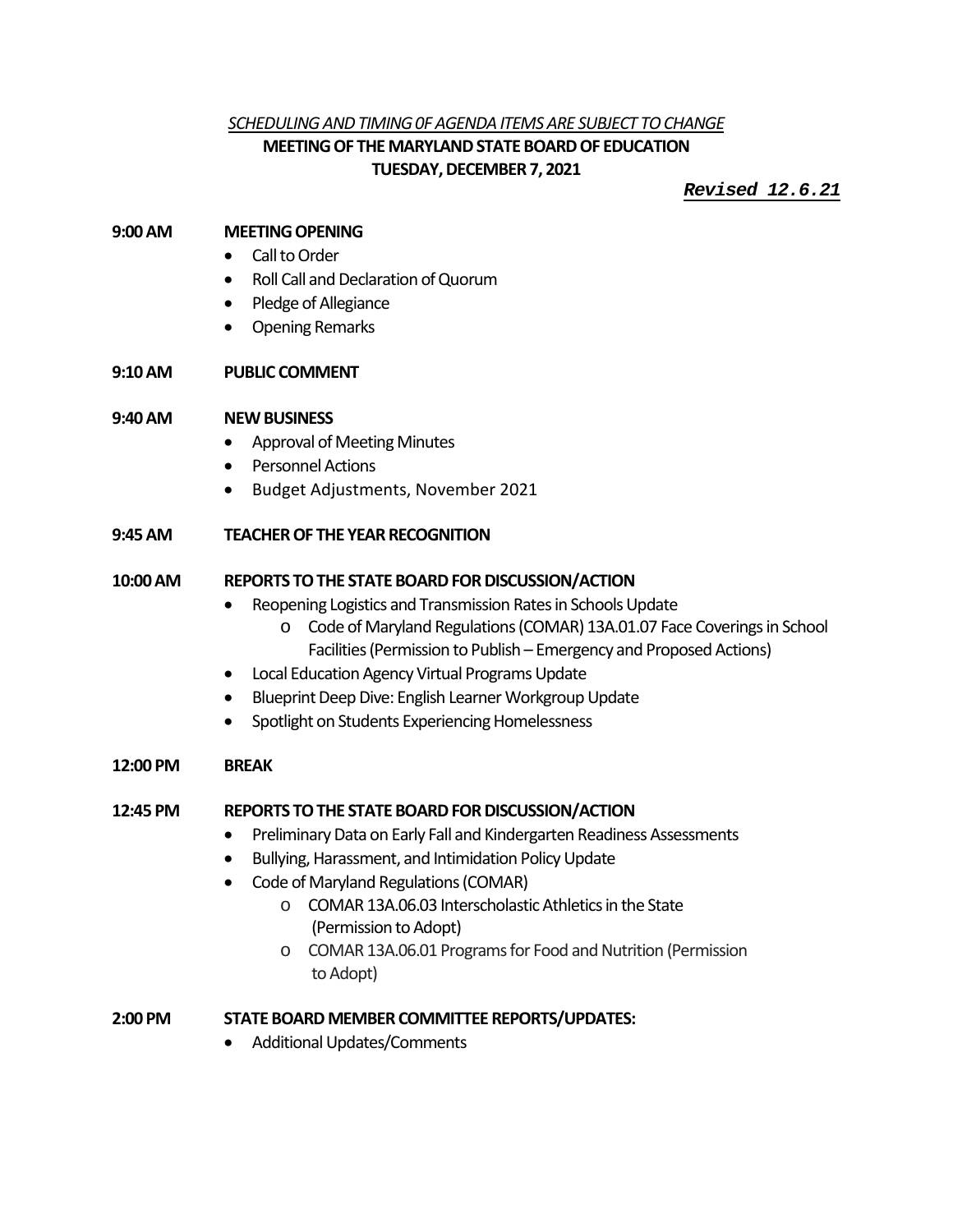*SCHEDULING AND TIMING 0F AGENDA ITEMS ARE SUBJECT TO CHANGE*

**MEETING OF THE MARYLAND STATE BOARD OF EDUCATION**
**TUESDAY, DECEMBER 7, 2021**

***Revised 12.6.21***

**9:00 AM** **MEETING OPENING**
- Call to Order
- Roll Call and Declaration of Quorum
- Pledge of Allegiance
- Opening Remarks

**9:10 AM** **PUBLIC COMMENT**

**9:40 AM** **NEW BUSINESS**
- Approval of Meeting Minutes
- Personnel Actions
- Budget Adjustments, November 2021

**9:45 AM** **TEACHER OF THE YEAR RECOGNITION**

**10:00 AM** **REPORTS TO THE STATE BOARD FOR DISCUSSION/ACTION**
- Reopening Logistics and Transmission Rates in Schools Update
  - Code of Maryland Regulations (COMAR) 13A.01.07 Face Coverings in School Facilities (Permission to Publish – Emergency and Proposed Actions)
- Local Education Agency Virtual Programs Update
- Blueprint Deep Dive: English Learner Workgroup Update
- Spotlight on Students Experiencing Homelessness

**12:00 PM** **BREAK**

**12:45 PM** **REPORTS TO THE STATE BOARD FOR DISCUSSION/ACTION**
- Preliminary Data on Early Fall and Kindergarten Readiness Assessments
- Bullying, Harassment, and Intimidation Policy Update
- Code of Maryland Regulations (COMAR)
  - COMAR 13A.06.03 Interscholastic Athletics in the State (Permission to Adopt)
  - COMAR 13A.06.01 Programs for Food and Nutrition (Permission to Adopt)

**2:00 PM** **STATE BOARD MEMBER COMMITTEE REPORTS/UPDATES:**
- Additional Updates/Comments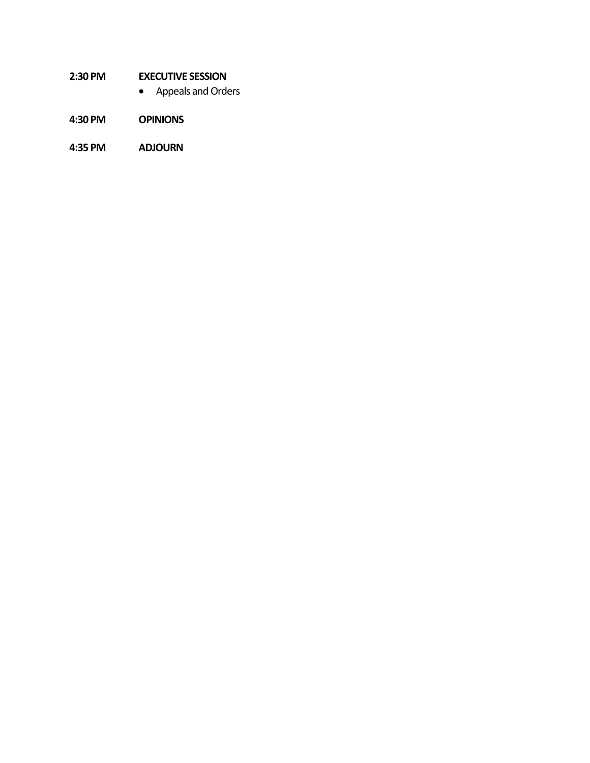**2:30 PM** **EXECUTIVE SESSION**

- Appeals and Orders

**4:30 PM** **OPINIONS**

**4:35 PM** **ADJOURN**